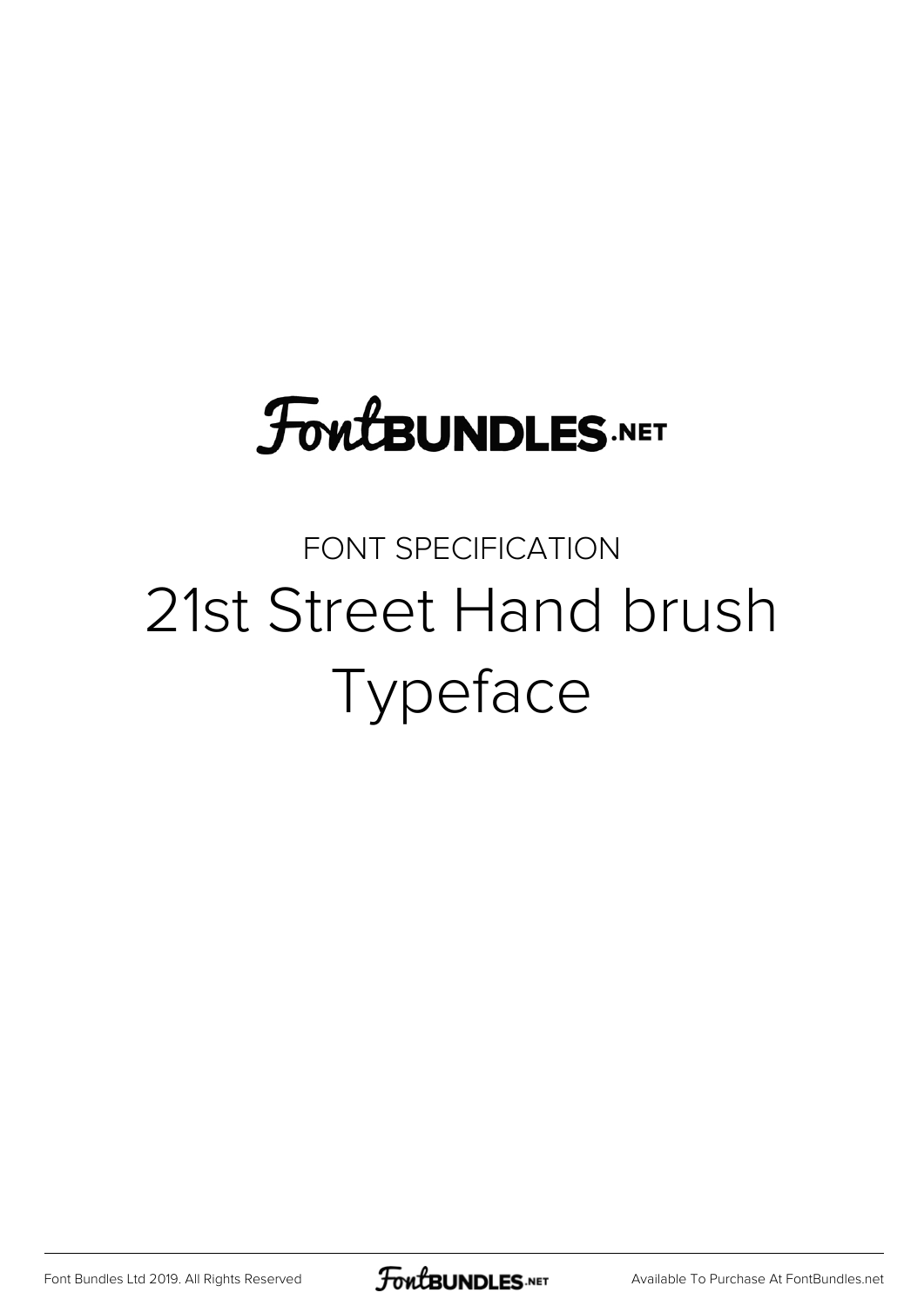FontBUNDLES.NET

FONT SPECIFICATION

# 21st Street Hand brush Typeface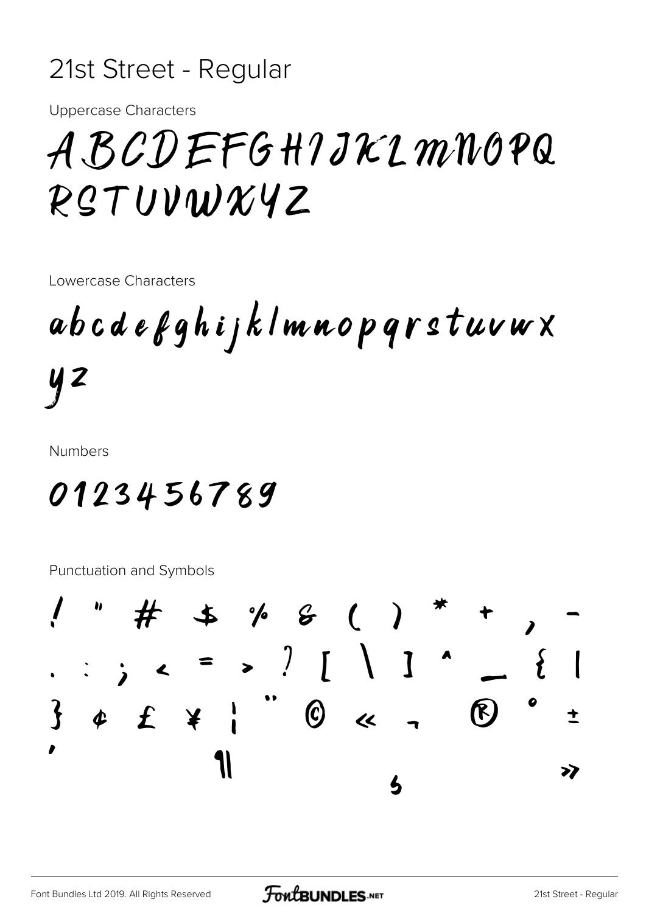# 21st Street - Regular

Uppercase Characters

ABCDEFGHIJKLMNOPQ
RSTUVWXYZ

Lowercase Characters

abcdefghijklmnopqrstuvwx
yz

Numbers

0123456789

Punctuation and Symbols

! " # $ % & ( ) * + , -
. : ; < = > ? [ \ ] ^ _ { |
} ¢ £ ¥ ¦ ¨ © « ¬ ® ° ±
´ ¶ ¸ »

Font Bundles Ltd 2019. All Rights Reserved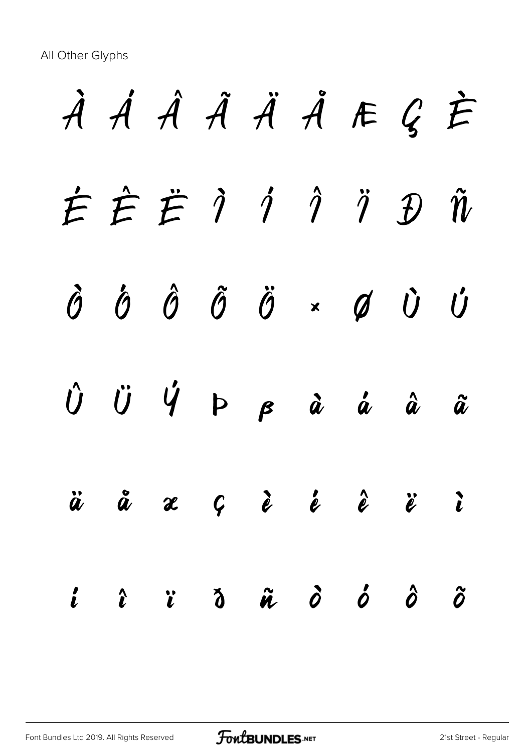All Other Glyphs

À Á Â Ã Ä Å Æ Ç È

É Ê Ë Ì Í Î Ï Ð Ñ

Ò Ó Ô Õ Ö × Ø Ù Ú

Û Ü Ý Þ ß à á â ã

ä å æ ç è é ê ë ì

í î ï ð ñ ò ó ô õ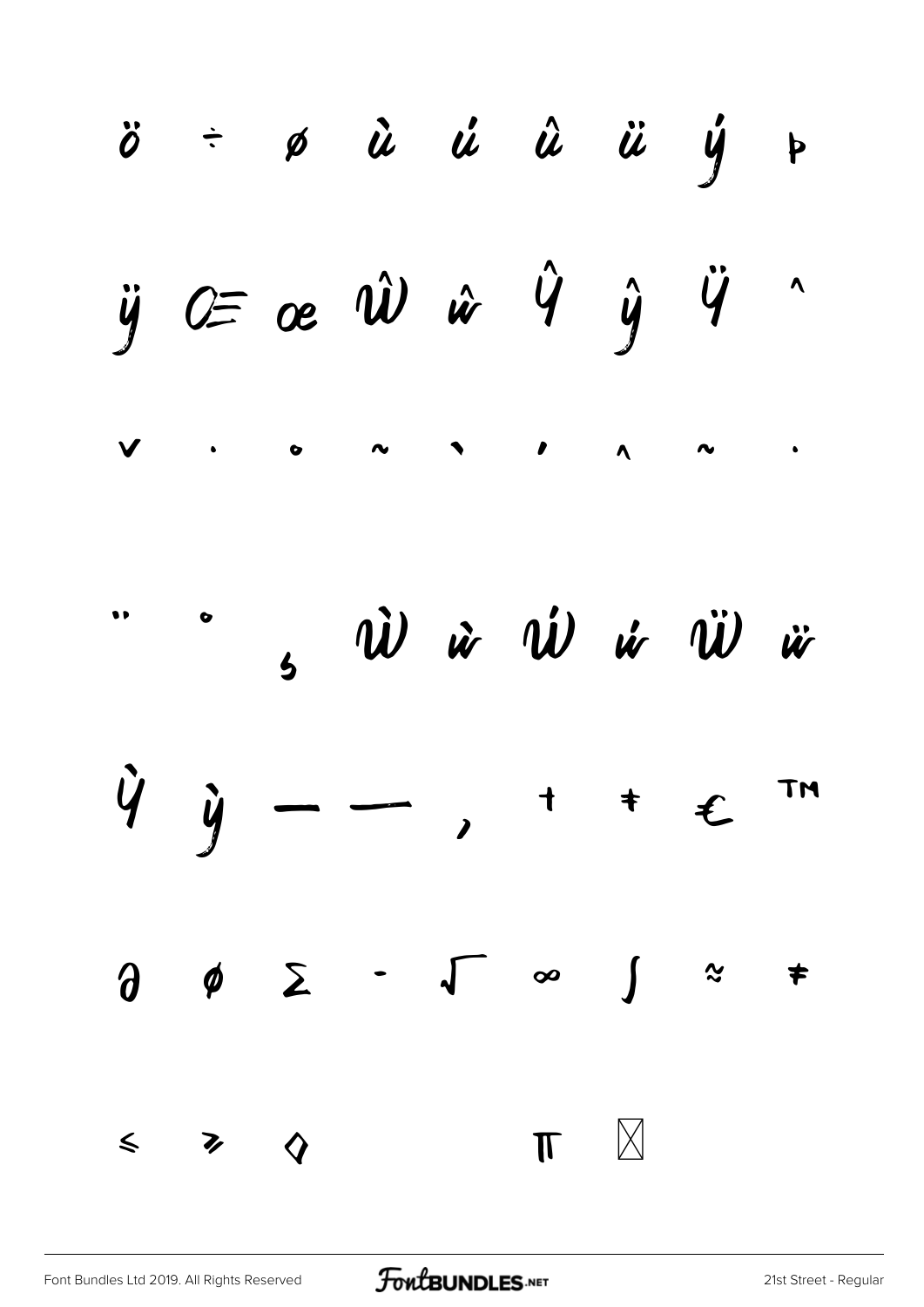ö ÷ ø ù ú û ü ý þ

ÿ Œ œ Ŵ ŵ Ŷ ŷ Ÿ ˆ

ˇ ˙ ˚ ˜ ˋ ˊ ‸ ˜ ·

¨ ˚ ¸ Ẁ ẁ Ẃ ẃ Ẅ ẅ

Ỳ ỳ – — , † ‡ € ™

∂ ∅ ∑ − √ ∞ ∫ ≈ ≠

≤ ≥ ◊ π ⌧